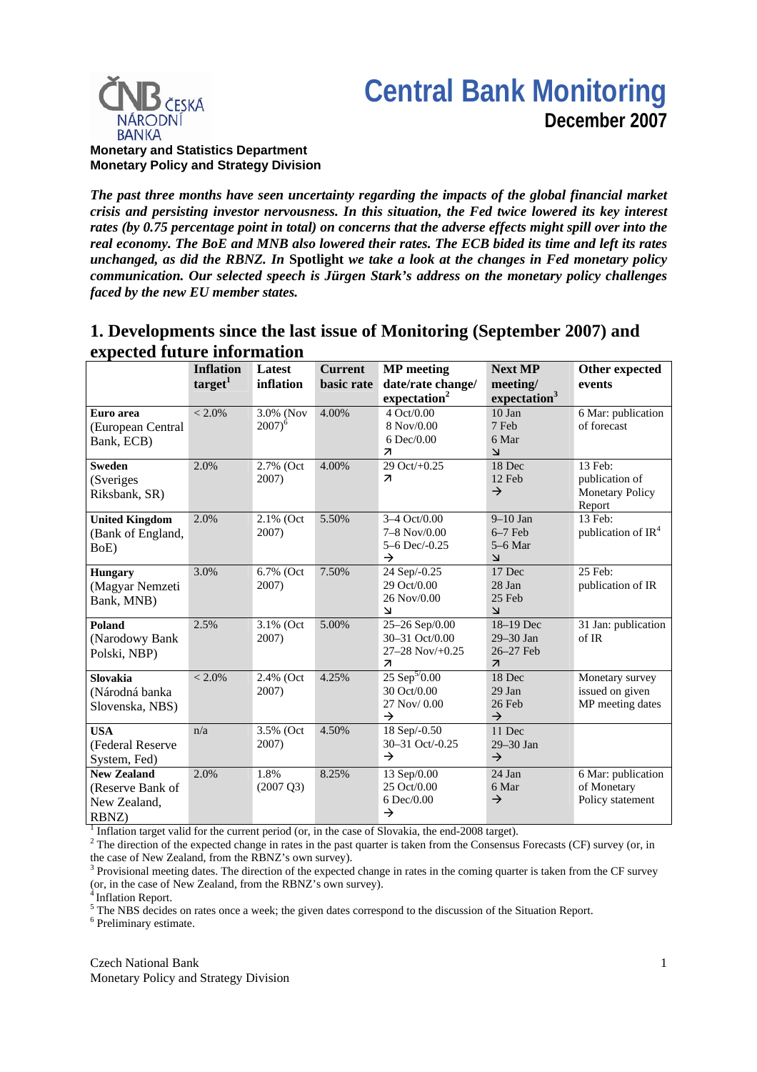# Central Bank Monitoring

**December 2007**

**Monetary and Statistics Department**
**Monetary Policy and Strategy Division**

***The past three months have seen uncertainty regarding the impacts of the global financial market crisis and persisting investor nervousness. In this situation, the Fed twice lowered its key interest rates (by 0.75 percentage point in total) on concerns that the adverse effects might spill over into the real economy. The BoE and MNB also lowered their rates. The ECB bided its time and left its rates unchanged, as did the RBNZ. In* Spotlight *we take a look at the changes in Fed monetary policy communication. Our selected speech is Jürgen Stark's address on the monetary policy challenges faced by the new EU member states.***

## 1. Developments since the last issue of Monitoring (September 2007) and expected future information

| | Inflation target[1] | Latest inflation | Current basic rate | MP meeting date/rate change/ expectation[2] | Next MP meeting/ expectation[3] | Other expected events |
|---|---|---|---|---|---|---|
| **Euro area** (European Central Bank, ECB) | < 2.0% | 3.0% (Nov 2007)[6] | 4.00% | 4 Oct/0.00<br>8 Nov/0.00<br>6 Dec/0.00<br>↗ | 10 Jan<br>7 Feb<br>6 Mar<br>↘ | 6 Mar: publication of forecast |
| **Sweden** (Sveriges Riksbank, SR) | 2.0% | 2.7% (Oct 2007) | 4.00% | 29 Oct/+0.25<br>↗ | 18 Dec<br>12 Feb<br>→ | 13 Feb: publication of Monetary Policy Report |
| **United Kingdom** (Bank of England, BoE) | 2.0% | 2.1% (Oct 2007) | 5.50% | 3–4 Oct/0.00<br>7–8 Nov/0.00<br>5–6 Dec/-0.25<br>→ | 9–10 Jan<br>6–7 Feb<br>5–6 Mar<br>↘ | 13 Feb: publication of IR[4] |
| **Hungary** (Magyar Nemzeti Bank, MNB) | 3.0% | 6.7% (Oct 2007) | 7.50% | 24 Sep/-0.25<br>29 Oct/0.00<br>26 Nov/0.00<br>↘ | 17 Dec<br>28 Jan<br>25 Feb<br>↘ | 25 Feb: publication of IR |
| **Poland** (Narodowy Bank Polski, NBP) | 2.5% | 3.1% (Oct 2007) | 5.00% | 25–26 Sep/0.00<br>30–31 Oct/0.00<br>27–28 Nov/+0.25<br>↗ | 18–19 Dec<br>29–30 Jan<br>26–27 Feb<br>↗ | 31 Jan: publication of IR |
| **Slovakia** (Národná banka Slovenska, NBS) | < 2.0% | 2.4% (Oct 2007) | 4.25% | 25 Sep[5]/0.00<br>30 Oct/0.00<br>27 Nov/ 0.00<br>→ | 18 Dec<br>29 Jan<br>26 Feb<br>→ | Monetary survey issued on given MP meeting dates |
| **USA** (Federal Reserve System, Fed) | n/a | 3.5% (Oct 2007) | 4.50% | 18 Sep/-0.50<br>30–31 Oct/-0.25<br>→ | 11 Dec<br>29–30 Jan<br>→ | |
| **New Zealand** (Reserve Bank of New Zealand, RBNZ) | 2.0% | 1.8% (2007 Q3) | 8.25% | 13 Sep/0.00<br>25 Oct/0.00<br>6 Dec/0.00<br>→ | 24 Jan<br>6 Mar<br>→ | 6 Mar: publication of Monetary Policy statement |

[1] Inflation target valid for the current period (or, in the case of Slovakia, the end-2008 target).
[2] The direction of the expected change in rates in the past quarter is taken from the Consensus Forecasts (CF) survey (or, in the case of New Zealand, from the RBNZ's own survey).
[3] Provisional meeting dates. The direction of the expected change in rates in the coming quarter is taken from the CF survey (or, in the case of New Zealand, from the RBNZ's own survey).
[4] Inflation Report.
[5] The NBS decides on rates once a week; the given dates correspond to the discussion of the Situation Report.
[6] Preliminary estimate.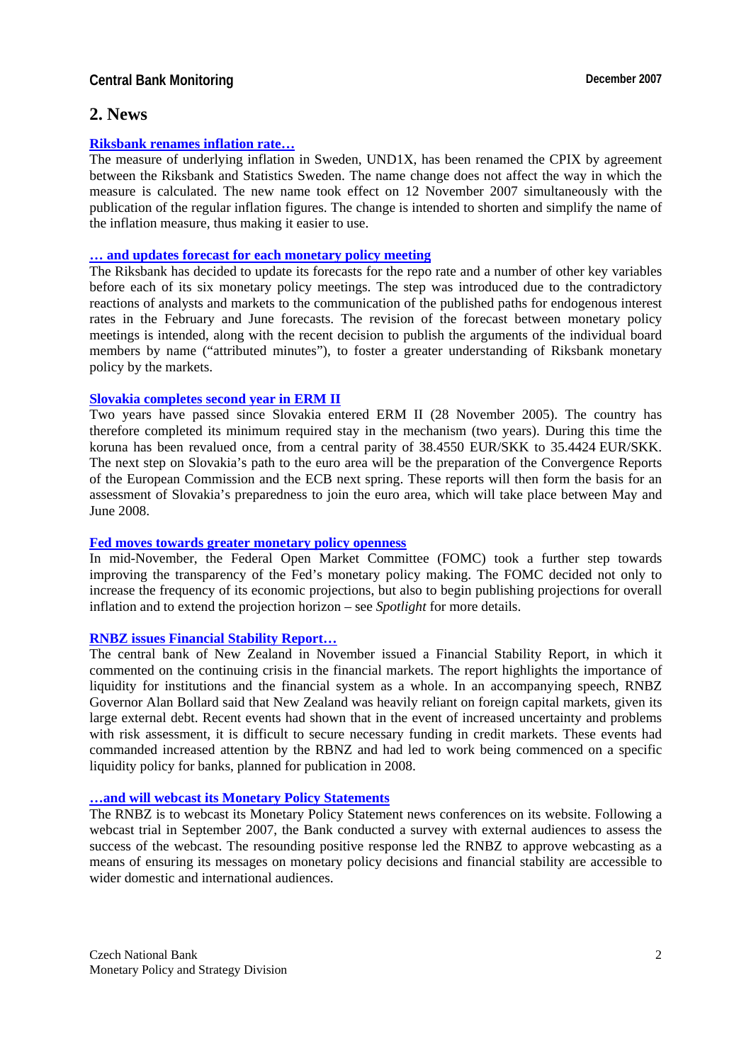## 2. News

**Riksbank renames inflation rate…**

The measure of underlying inflation in Sweden, UND1X, has been renamed the CPIX by agreement between the Riksbank and Statistics Sweden. The name change does not affect the way in which the measure is calculated. The new name took effect on 12 November 2007 simultaneously with the publication of the regular inflation figures. The change is intended to shorten and simplify the name of the inflation measure, thus making it easier to use.

**… and updates forecast for each monetary policy meeting**

The Riksbank has decided to update its forecasts for the repo rate and a number of other key variables before each of its six monetary policy meetings. The step was introduced due to the contradictory reactions of analysts and markets to the communication of the published paths for endogenous interest rates in the February and June forecasts. The revision of the forecast between monetary policy meetings is intended, along with the recent decision to publish the arguments of the individual board members by name ("attributed minutes"), to foster a greater understanding of Riksbank monetary policy by the markets.

**Slovakia completes second year in ERM II**

Two years have passed since Slovakia entered ERM II (28 November 2005). The country has therefore completed its minimum required stay in the mechanism (two years). During this time the koruna has been revalued once, from a central parity of 38.4550 EUR/SKK to 35.4424 EUR/SKK. The next step on Slovakia's path to the euro area will be the preparation of the Convergence Reports of the European Commission and the ECB next spring. These reports will then form the basis for an assessment of Slovakia's preparedness to join the euro area, which will take place between May and June 2008.

**Fed moves towards greater monetary policy openness**

In mid-November, the Federal Open Market Committee (FOMC) took a further step towards improving the transparency of the Fed's monetary policy making. The FOMC decided not only to increase the frequency of its economic projections, but also to begin publishing projections for overall inflation and to extend the projection horizon – see *Spotlight* for more details.

**RNBZ issues Financial Stability Report…**

The central bank of New Zealand in November issued a Financial Stability Report, in which it commented on the continuing crisis in the financial markets. The report highlights the importance of liquidity for institutions and the financial system as a whole. In an accompanying speech, RNBZ Governor Alan Bollard said that New Zealand was heavily reliant on foreign capital markets, given its large external debt. Recent events had shown that in the event of increased uncertainty and problems with risk assessment, it is difficult to secure necessary funding in credit markets. These events had commanded increased attention by the RBNZ and had led to work being commenced on a specific liquidity policy for banks, planned for publication in 2008.

**…and will webcast its Monetary Policy Statements**

The RNBZ is to webcast its Monetary Policy Statement news conferences on its website. Following a webcast trial in September 2007, the Bank conducted a survey with external audiences to assess the success of the webcast. The resounding positive response led the RNBZ to approve webcasting as a means of ensuring its messages on monetary policy decisions and financial stability are accessible to wider domestic and international audiences.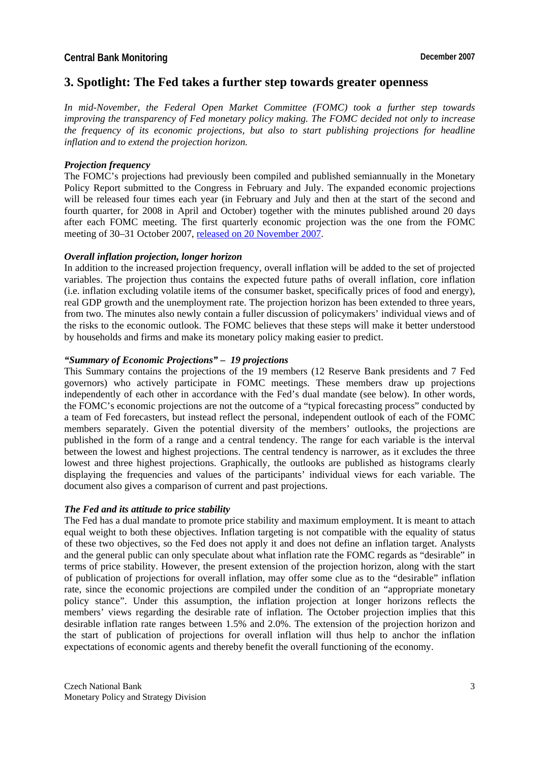## 3. Spotlight: The Fed takes a further step towards greater openness

*In mid-November, the Federal Open Market Committee (FOMC) took a further step towards improving the transparency of Fed monetary policy making. The FOMC decided not only to increase the frequency of its economic projections, but also to start publishing projections for headline inflation and to extend the projection horizon.*

***Projection frequency***

The FOMC's projections had previously been compiled and published semiannually in the Monetary Policy Report submitted to the Congress in February and July. The expanded economic projections will be released four times each year (in February and July and then at the start of the second and fourth quarter, for 2008 in April and October) together with the minutes published around 20 days after each FOMC meeting. The first quarterly economic projection was the one from the FOMC meeting of 30–31 October 2007, released on 20 November 2007.

***Overall inflation projection, longer horizon***

In addition to the increased projection frequency, overall inflation will be added to the set of projected variables. The projection thus contains the expected future paths of overall inflation, core inflation (i.e. inflation excluding volatile items of the consumer basket, specifically prices of food and energy), real GDP growth and the unemployment rate. The projection horizon has been extended to three years, from two. The minutes also newly contain a fuller discussion of policymakers' individual views and of the risks to the economic outlook. The FOMC believes that these steps will make it better understood by households and firms and make its monetary policy making easier to predict.

***"Summary of Economic Projections" – 19 projections***

This Summary contains the projections of the 19 members (12 Reserve Bank presidents and 7 Fed governors) who actively participate in FOMC meetings. These members draw up projections independently of each other in accordance with the Fed's dual mandate (see below). In other words, the FOMC's economic projections are not the outcome of a "typical forecasting process" conducted by a team of Fed forecasters, but instead reflect the personal, independent outlook of each of the FOMC members separately. Given the potential diversity of the members' outlooks, the projections are published in the form of a range and a central tendency. The range for each variable is the interval between the lowest and highest projections. The central tendency is narrower, as it excludes the three lowest and three highest projections. Graphically, the outlooks are published as histograms clearly displaying the frequencies and values of the participants' individual views for each variable. The document also gives a comparison of current and past projections.

***The Fed and its attitude to price stability***

The Fed has a dual mandate to promote price stability and maximum employment. It is meant to attach equal weight to both these objectives. Inflation targeting is not compatible with the equality of status of these two objectives, so the Fed does not apply it and does not define an inflation target. Analysts and the general public can only speculate about what inflation rate the FOMC regards as "desirable" in terms of price stability. However, the present extension of the projection horizon, along with the start of publication of projections for overall inflation, may offer some clue as to the "desirable" inflation rate, since the economic projections are compiled under the condition of an "appropriate monetary policy stance". Under this assumption, the inflation projection at longer horizons reflects the members' views regarding the desirable rate of inflation. The October projection implies that this desirable inflation rate ranges between 1.5% and 2.0%. The extension of the projection horizon and the start of publication of projections for overall inflation will thus help to anchor the inflation expectations of economic agents and thereby benefit the overall functioning of the economy.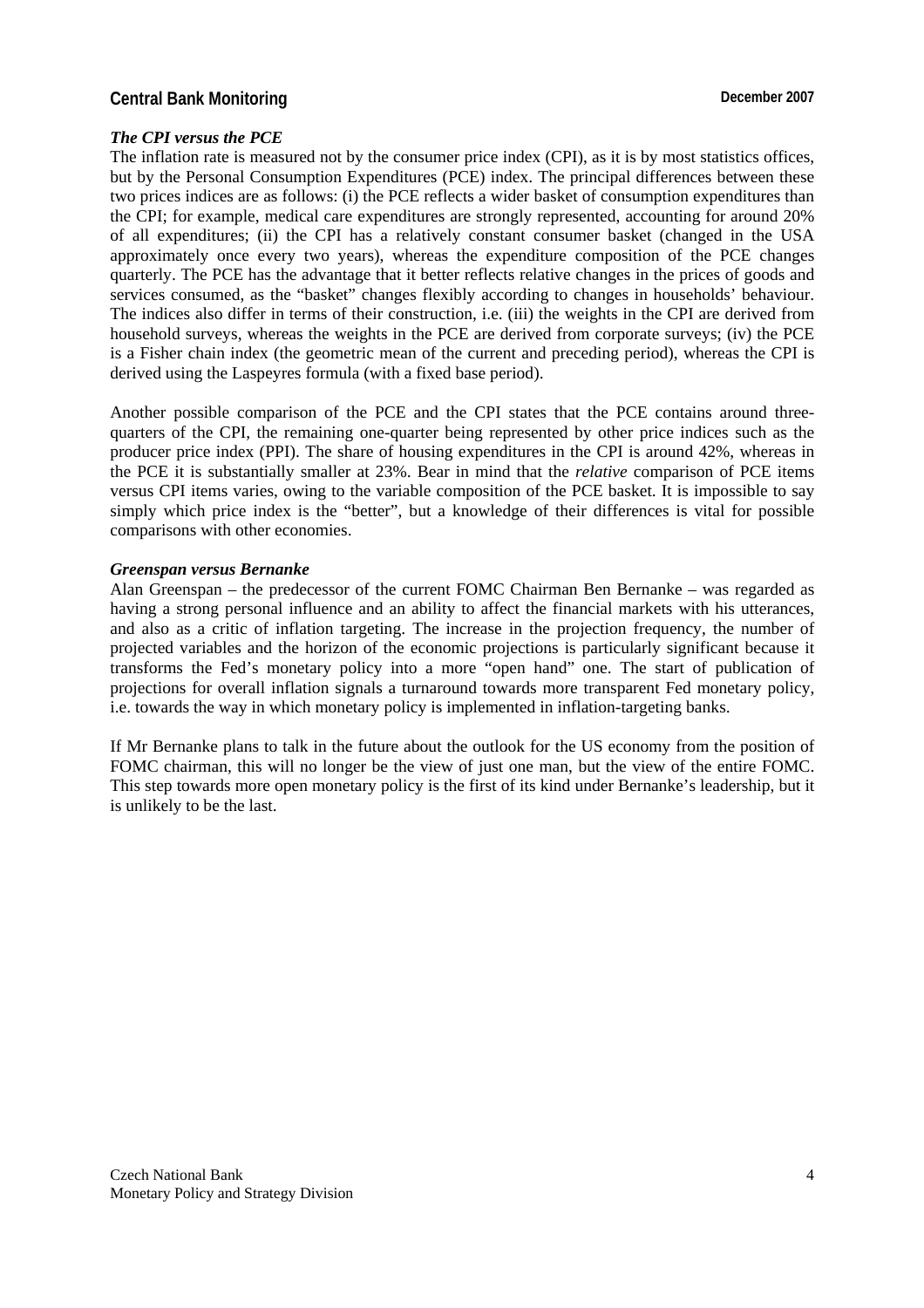### *The CPI versus the PCE*

The inflation rate is measured not by the consumer price index (CPI), as it is by most statistics offices, but by the Personal Consumption Expenditures (PCE) index. The principal differences between these two prices indices are as follows: (i) the PCE reflects a wider basket of consumption expenditures than the CPI; for example, medical care expenditures are strongly represented, accounting for around 20% of all expenditures; (ii) the CPI has a relatively constant consumer basket (changed in the USA approximately once every two years), whereas the expenditure composition of the PCE changes quarterly. The PCE has the advantage that it better reflects relative changes in the prices of goods and services consumed, as the "basket" changes flexibly according to changes in households' behaviour. The indices also differ in terms of their construction, i.e. (iii) the weights in the CPI are derived from household surveys, whereas the weights in the PCE are derived from corporate surveys; (iv) the PCE is a Fisher chain index (the geometric mean of the current and preceding period), whereas the CPI is derived using the Laspeyres formula (with a fixed base period).

Another possible comparison of the PCE and the CPI states that the PCE contains around three-quarters of the CPI, the remaining one-quarter being represented by other price indices such as the producer price index (PPI). The share of housing expenditures in the CPI is around 42%, whereas in the PCE it is substantially smaller at 23%. Bear in mind that the *relative* comparison of PCE items versus CPI items varies, owing to the variable composition of the PCE basket. It is impossible to say simply which price index is the "better", but a knowledge of their differences is vital for possible comparisons with other economies.

### *Greenspan versus Bernanke*

Alan Greenspan – the predecessor of the current FOMC Chairman Ben Bernanke – was regarded as having a strong personal influence and an ability to affect the financial markets with his utterances, and also as a critic of inflation targeting. The increase in the projection frequency, the number of projected variables and the horizon of the economic projections is particularly significant because it transforms the Fed's monetary policy into a more "open hand" one. The start of publication of projections for overall inflation signals a turnaround towards more transparent Fed monetary policy, i.e. towards the way in which monetary policy is implemented in inflation-targeting banks.

If Mr Bernanke plans to talk in the future about the outlook for the US economy from the position of FOMC chairman, this will no longer be the view of just one man, but the view of the entire FOMC. This step towards more open monetary policy is the first of its kind under Bernanke's leadership, but it is unlikely to be the last.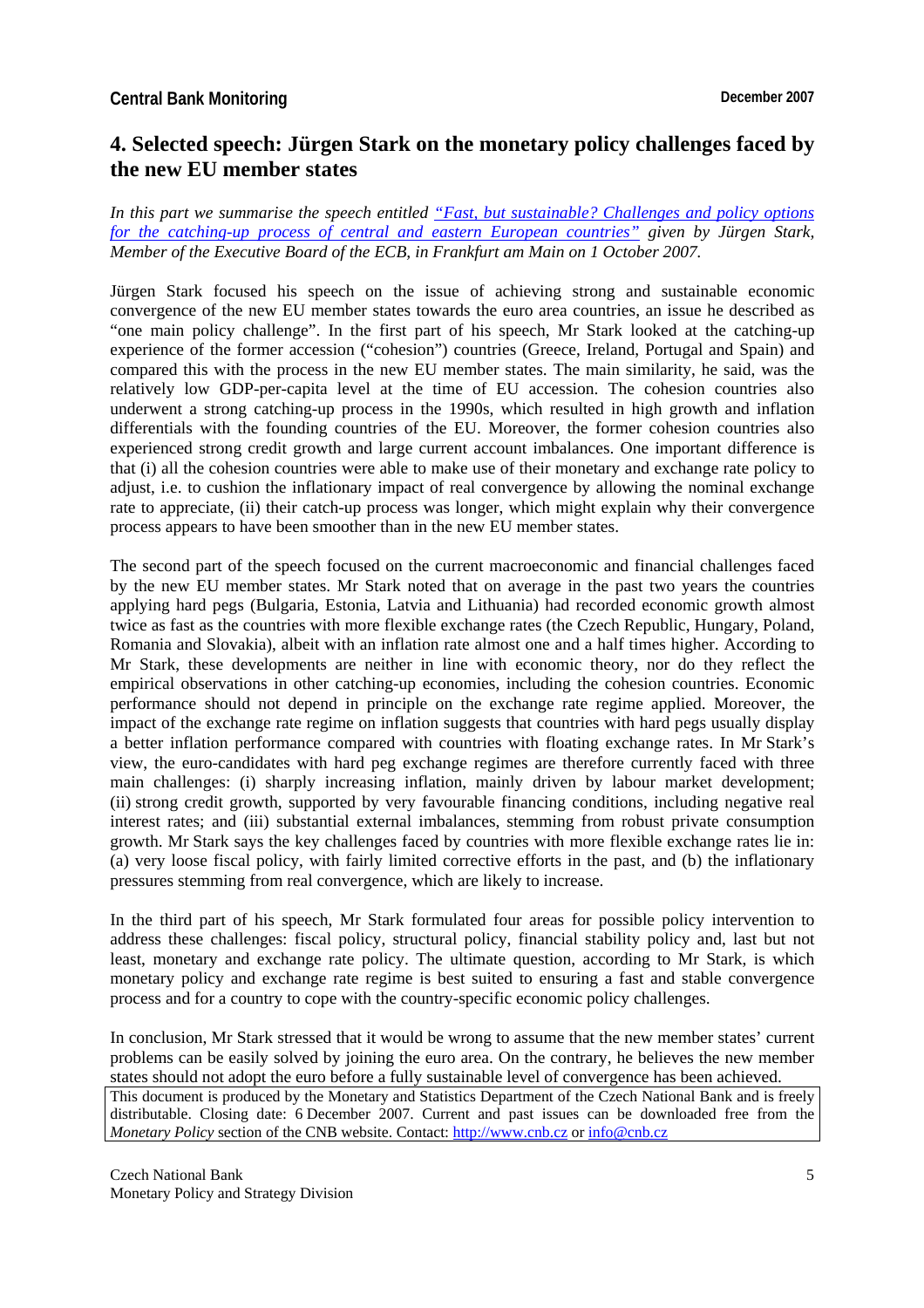## 4. Selected speech: Jürgen Stark on the monetary policy challenges faced by the new EU member states

*In this part we summarise the speech entitled [“Fast, but sustainable? Challenges and policy options for the catching-up process of central and eastern European countries”]() given by Jürgen Stark, Member of the Executive Board of the ECB, in Frankfurt am Main on 1 October 2007.*

Jürgen Stark focused his speech on the issue of achieving strong and sustainable economic convergence of the new EU member states towards the euro area countries, an issue he described as “one main policy challenge”. In the first part of his speech, Mr Stark looked at the catching-up experience of the former accession (“cohesion”) countries (Greece, Ireland, Portugal and Spain) and compared this with the process in the new EU member states. The main similarity, he said, was the relatively low GDP-per-capita level at the time of EU accession. The cohesion countries also underwent a strong catching-up process in the 1990s, which resulted in high growth and inflation differentials with the founding countries of the EU. Moreover, the former cohesion countries also experienced strong credit growth and large current account imbalances. One important difference is that (i) all the cohesion countries were able to make use of their monetary and exchange rate policy to adjust, i.e. to cushion the inflationary impact of real convergence by allowing the nominal exchange rate to appreciate, (ii) their catch-up process was longer, which might explain why their convergence process appears to have been smoother than in the new EU member states.

The second part of the speech focused on the current macroeconomic and financial challenges faced by the new EU member states. Mr Stark noted that on average in the past two years the countries applying hard pegs (Bulgaria, Estonia, Latvia and Lithuania) had recorded economic growth almost twice as fast as the countries with more flexible exchange rates (the Czech Republic, Hungary, Poland, Romania and Slovakia), albeit with an inflation rate almost one and a half times higher. According to Mr Stark, these developments are neither in line with economic theory, nor do they reflect the empirical observations in other catching-up economies, including the cohesion countries. Economic performance should not depend in principle on the exchange rate regime applied. Moreover, the impact of the exchange rate regime on inflation suggests that countries with hard pegs usually display a better inflation performance compared with countries with floating exchange rates. In Mr Stark’s view, the euro-candidates with hard peg exchange regimes are therefore currently faced with three main challenges: (i) sharply increasing inflation, mainly driven by labour market development; (ii) strong credit growth, supported by very favourable financing conditions, including negative real interest rates; and (iii) substantial external imbalances, stemming from robust private consumption growth. Mr Stark says the key challenges faced by countries with more flexible exchange rates lie in: (a) very loose fiscal policy, with fairly limited corrective efforts in the past, and (b) the inflationary pressures stemming from real convergence, which are likely to increase.

In the third part of his speech, Mr Stark formulated four areas for possible policy intervention to address these challenges: fiscal policy, structural policy, financial stability policy and, last but not least, monetary and exchange rate policy. The ultimate question, according to Mr Stark, is which monetary policy and exchange rate regime is best suited to ensuring a fast and stable convergence process and for a country to cope with the country-specific economic policy challenges.

In conclusion, Mr Stark stressed that it would be wrong to assume that the new member states’ current problems can be easily solved by joining the euro area. On the contrary, he believes the new member states should not adopt the euro before a fully sustainable level of convergence has been achieved.

This document is produced by the Monetary and Statistics Department of the Czech National Bank and is freely distributable. Closing date: 6 December 2007. Current and past issues can be downloaded free from the *Monetary Policy* section of the CNB website. Contact: [http://www.cnb.cz](http://www.cnb.cz) or [info@cnb.cz](mailto:info@cnb.cz)